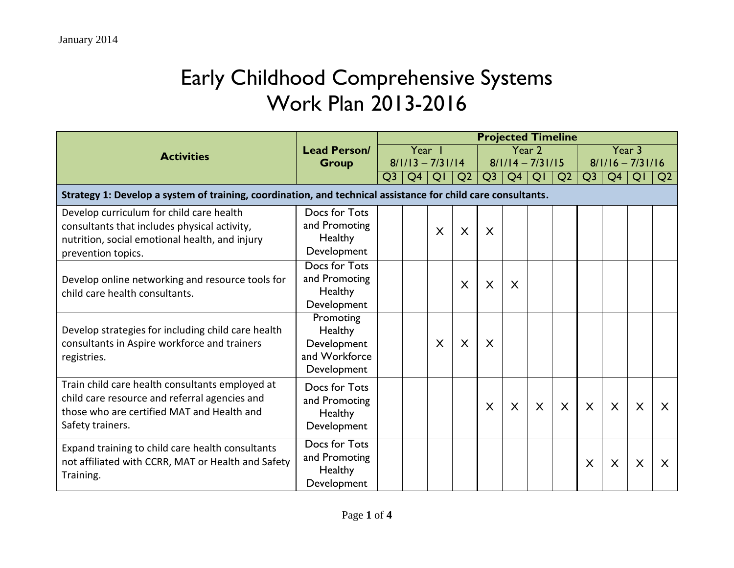January 2014

# Early Childhood Comprehensive Systems
# Work Plan 2013-2016

| Activities | Lead Person/ Group | Projected Timeline | | | | | | | | | | | |
|---|---|---|---|---|---|---|---|---|---|---|---|---|---|
| | | Year 1 8/1/13 – 7/31/14 | | | | Year 2 8/1/14 – 7/31/15 | | | | Year 3 8/1/16 – 7/31/16 | | | |
| | | Q3 | Q4 | Q1 | Q2 | Q3 | Q4 | Q1 | Q2 | Q3 | Q4 | Q1 | Q2 |
| **Strategy 1: Develop a system of training, coordination, and technical assistance for child care consultants.** | | | | | | | | | | | | | |
| Develop curriculum for child care health consultants that includes physical activity, nutrition, social emotional health, and injury prevention topics. | Docs for Tots and Promoting Healthy Development | | | X | X | X | | | | | | | |
| Develop online networking and resource tools for child care health consultants. | Docs for Tots and Promoting Healthy Development | | | | X | X | X | | | | | | |
| Develop strategies for including child care health consultants in Aspire workforce and trainers registries. | Promoting Healthy Development and Workforce Development | | | X | X | X | | | | | | | |
| Train child care health consultants employed at child care resource and referral agencies and those who are certified MAT and Health and Safety trainers. | Docs for Tots and Promoting Healthy Development | | | | | X | X | X | X | X | X | X | X |
| Expand training to child care health consultants not affiliated with CCRR, MAT or Health and Safety Training. | Docs for Tots and Promoting Healthy Development | | | | | | | | | X | X | X | X |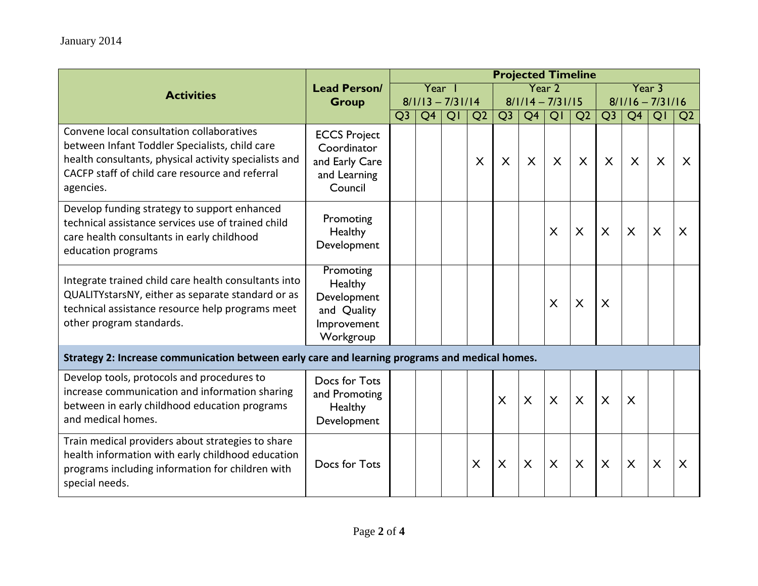January 2014

| Activities | Lead Person/ Group | Projected Timeline | | | | | | | | | | | |
|---|---|---|---|---|---|---|---|---|---|---|---|---|---|
| | | Year 1 8/1/13 – 7/31/14 | | | | Year 2 8/1/14 – 7/31/15 | | | | Year 3 8/1/16 – 7/31/16 | | | |
| | | Q3 | Q4 | Q1 | Q2 | Q3 | Q4 | Q1 | Q2 | Q3 | Q4 | Q1 | Q2 |
| Convene local consultation collaboratives between Infant Toddler Specialists, child care health consultants, physical activity specialists and CACFP staff of child care resource and referral agencies. | ECCS Project Coordinator and Early Care and Learning Council | | | | X | X | X | X | X | X | X | X | X |
| Develop funding strategy to support enhanced technical assistance services use of trained child care health consultants in early childhood education programs | Promoting Healthy Development | | | | | | | X | X | X | X | X | X |
| Integrate trained child care health consultants into QUALITYstarsNY, either as separate standard or as technical assistance resource help programs meet other program standards. | Promoting Healthy Development and Quality Improvement Workgroup | | | | | | | X | X | X | | | |
| **Strategy 2: Increase communication between early care and learning programs and medical homes.** | | | | | | | | | | | | | |
| Develop tools, protocols and procedures to increase communication and information sharing between in early childhood education programs and medical homes. | Docs for Tots and Promoting Healthy Development | | | | | X | X | X | X | X | X | | |
| Train medical providers about strategies to share health information with early childhood education programs including information for children with special needs. | Docs for Tots | | | | X | X | X | X | X | X | X | X | X |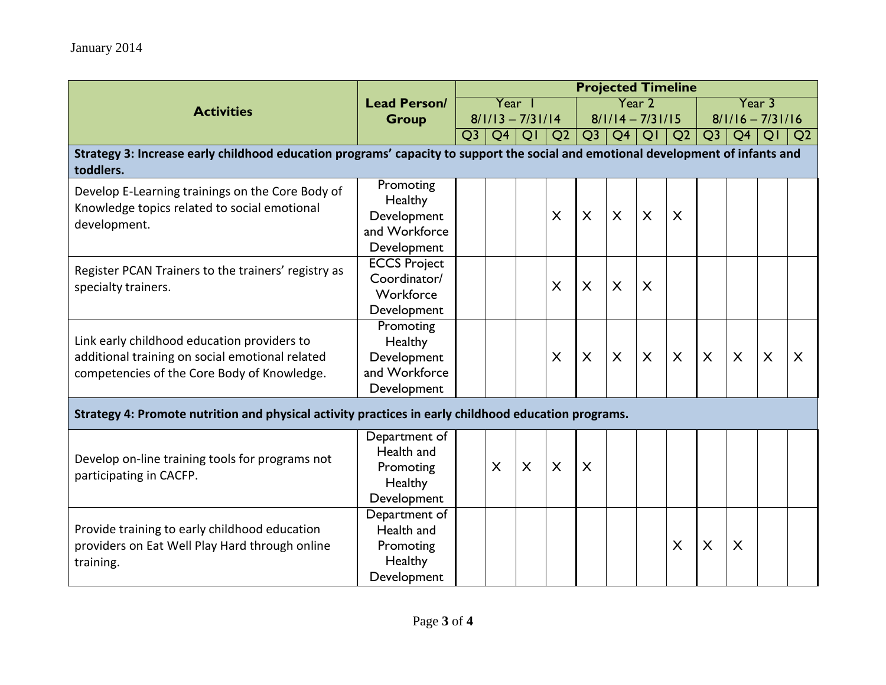January 2014

| Activities | Lead Person/ Group | Projected Timeline | | | | | | | | | | | |
|---|---|---|---|---|---|---|---|---|---|---|---|---|---|
| | | Year 1 8/1/13 – 7/31/14 | | | | Year 2 8/1/14 – 7/31/15 | | | | Year 3 8/1/16 – 7/31/16 | | | |
| | | Q3 | Q4 | Q1 | Q2 | Q3 | Q4 | Q1 | Q2 | Q3 | Q4 | Q1 | Q2 |
| **Strategy 3: Increase early childhood education programs' capacity to support the social and emotional development of infants and toddlers.** | | | | | | | | | | | | | |
| Develop E-Learning trainings on the Core Body of Knowledge topics related to social emotional development. | Promoting Healthy Development and Workforce Development | | | | X | X | X | X | X | | | | |
| Register PCAN Trainers to the trainers' registry as specialty trainers. | ECCS Project Coordinator/ Workforce Development | | | | X | X | X | X | | | | | |
| Link early childhood education providers to additional training on social emotional related competencies of the Core Body of Knowledge. | Promoting Healthy Development and Workforce Development | | | | X | X | X | X | X | X | X | X | X |
| **Strategy 4: Promote nutrition and physical activity practices in early childhood education programs.** | | | | | | | | | | | | | |
| Develop on-line training tools for programs not participating in CACFP. | Department of Health and Promoting Healthy Development | | X | X | X | X | | | | | | | |
| Provide training to early childhood education providers on Eat Well Play Hard through online training. | Department of Health and Promoting Healthy Development | | | | | | | | X | X | X | | |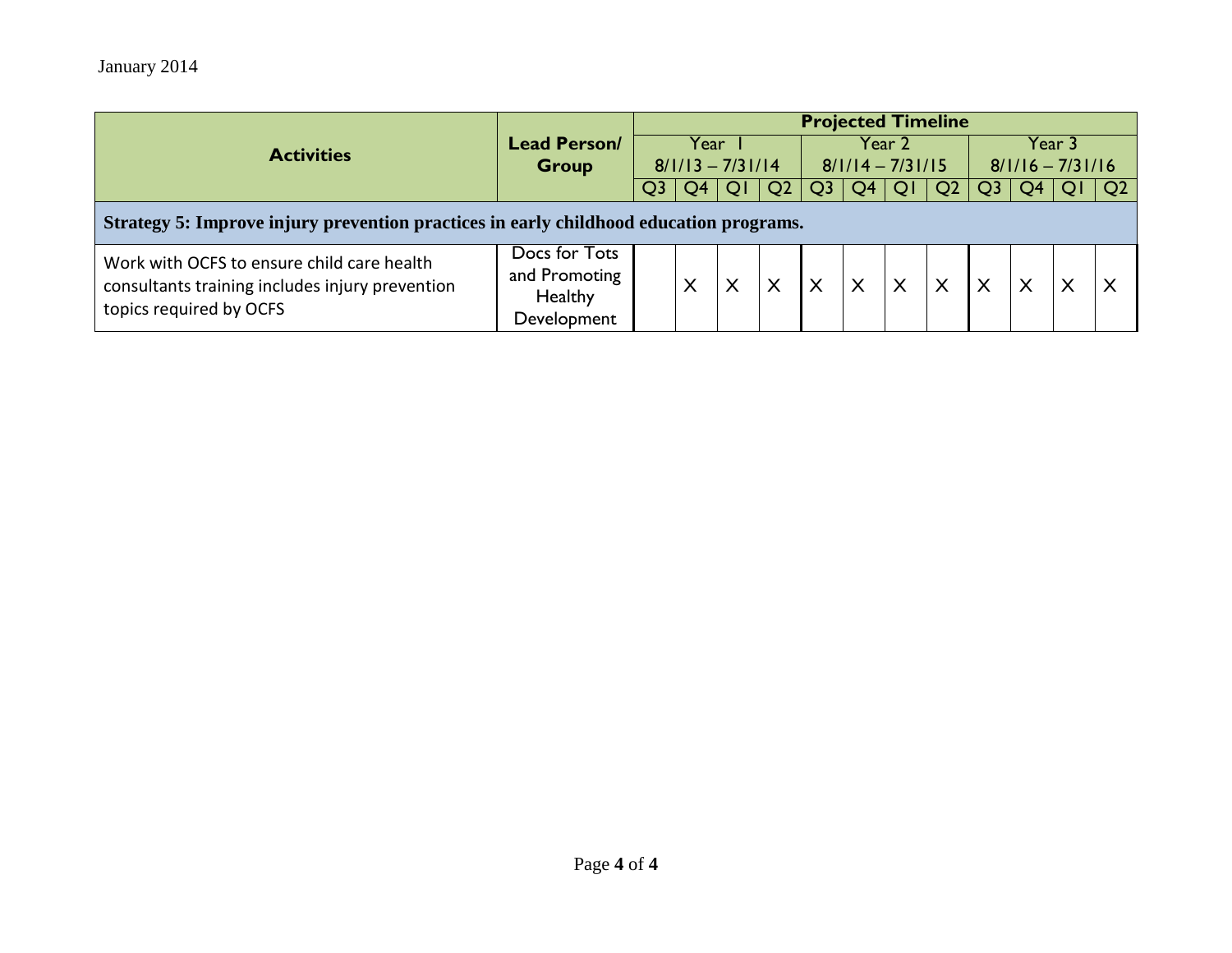January 2014

| Activities | Lead Person/ Group | Projected Timeline | | | | | | | | | | | |
|---|---|---|---|---|---|---|---|---|---|---|---|---|---|
| | | Year 1 8/1/13 – 7/31/14 | | | | Year 2 8/1/14 – 7/31/15 | | | | Year 3 8/1/16 – 7/31/16 | | | |
| | | Q3 | Q4 | Q1 | Q2 | Q3 | Q4 | Q1 | Q2 | Q3 | Q4 | Q1 | Q2 |
| **Strategy 5: Improve injury prevention practices in early childhood education programs.** | | | | | | | | | | | | | |
| Work with OCFS to ensure child care health consultants training includes injury prevention topics required by OCFS | Docs for Tots and Promoting Healthy Development | | X | X | X | X | X | X | X | X | X | X | X |